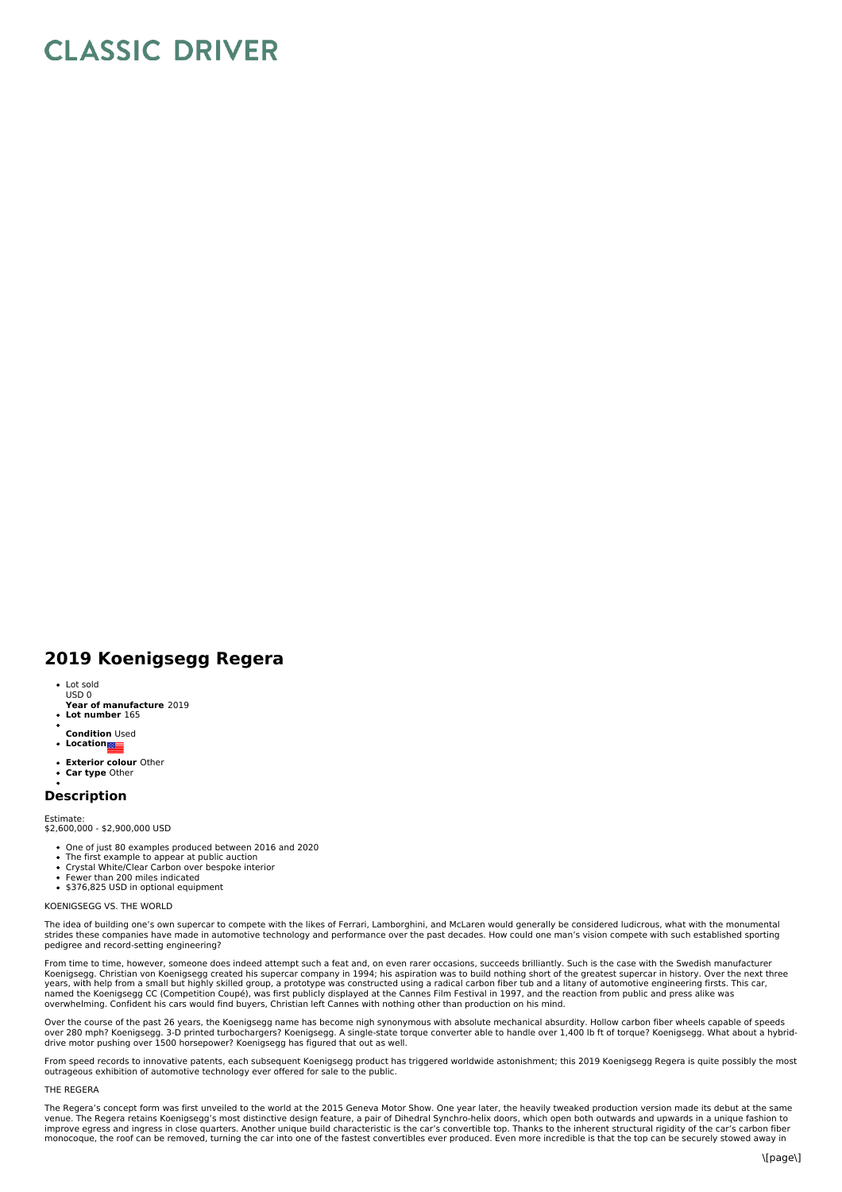# CLASSIC DRIVER

## 2019 Koenigsegg Regera

- Lot sold
  USD 0
  **Year of manufacture** 2019
- **Lot number** 165
- 
  **Condition** Used
- **Location**
- **Exterior colour** Other
- **Car type** Other
- 

### Description

Estimate:
$2,600,000 - $2,900,000 USD

- One of just 80 examples produced between 2016 and 2020
- The first example to appear at public auction
- Crystal White/Clear Carbon over bespoke interior
- Fewer than 200 miles indicated
- $376,825 USD in optional equipment

KOENIGSEGG VS. THE WORLD

The idea of building one's own supercar to compete with the likes of Ferrari, Lamborghini, and McLaren would generally be considered ludicrous, what with the monumental strides these companies have made in automotive technology and performance over the past decades. How could one man's vision compete with such established sporting pedigree and record-setting engineering?

From time to time, however, someone does indeed attempt such a feat and, on even rarer occasions, succeeds brilliantly. Such is the case with the Swedish manufacturer Koenigsegg. Christian von Koenigsegg created his supercar company in 1994; his aspiration was to build nothing short of the greatest supercar in history. Over the next three years, with help from a small but highly skilled group, a prototype was constructed using a radical carbon fiber tub and a litany of automotive engineering firsts. This car, named the Koenigsegg CC (Competition Coupé), was first publicly displayed at the Cannes Film Festival in 1997, and the reaction from public and press alike was overwhelming. Confident his cars would find buyers, Christian left Cannes with nothing other than production on his mind.

Over the course of the past 26 years, the Koenigsegg name has become nigh synonymous with absolute mechanical absurdity. Hollow carbon fiber wheels capable of speeds over 280 mph? Koenigsegg. 3-D printed turbochargers? Koenigsegg. A single-state torque converter able to handle over 1,400 lb ft of torque? Koenigsegg. What about a hybrid-drive motor pushing over 1500 horsepower? Koenigsegg has figured that out as well.

From speed records to innovative patents, each subsequent Koenigsegg product has triggered worldwide astonishment; this 2019 Koenigsegg Regera is quite possibly the most outrageous exhibition of automotive technology ever offered for sale to the public.

THE REGERA

The Regera's concept form was first unveiled to the world at the 2015 Geneva Motor Show. One year later, the heavily tweaked production version made its debut at the same venue. The Regera retains Koenigsegg's most distinctive design feature, a pair of Dihedral Synchro-helix doors, which open both outwards and upwards in a unique fashion to improve egress and ingress in close quarters. Another unique build characteristic is the car's convertible top. Thanks to the inherent structural rigidity of the car's carbon fiber monocoque, the roof can be removed, turning the car into one of the fastest convertibles ever produced. Even more incredible is that the top can be securely stowed away in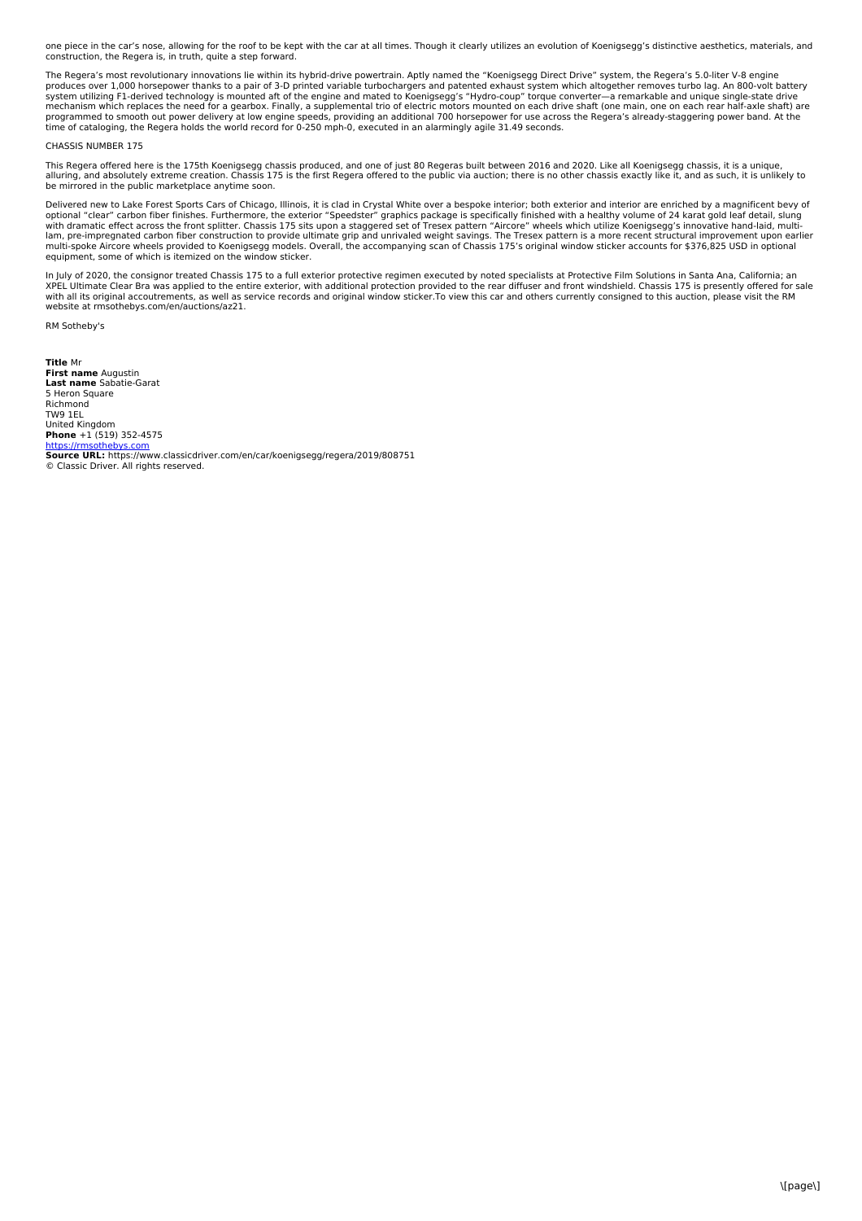one piece in the car's nose, allowing for the roof to be kept with the car at all times. Though it clearly utilizes an evolution of Koenigsegg's distinctive aesthetics, materials, and construction, the Regera is, in truth, quite a step forward.

The Regera's most revolutionary innovations lie within its hybrid-drive powertrain. Aptly named the "Koenigsegg Direct Drive" system, the Regera's 5.0-liter V-8 engine produces over 1,000 horsepower thanks to a pair of 3-D printed variable turbochargers and patented exhaust system which altogether removes turbo lag. An 800-volt battery system utilizing F1-derived technology is mounted aft of the engine and mated to Koenigsegg's "Hydro-coup" torque converter—a remarkable and unique single-state drive mechanism which replaces the need for a gearbox. Finally, a supplemental trio of electric motors mounted on each drive shaft (one main, one on each rear half-axle shaft) are programmed to smooth out power delivery at low engine speeds, providing an additional 700 horsepower for use across the Regera's already-staggering power band. At the time of cataloging, the Regera holds the world record for 0-250 mph-0, executed in an alarmingly agile 31.49 seconds.

CHASSIS NUMBER 175

This Regera offered here is the 175th Koenigsegg chassis produced, and one of just 80 Regeras built between 2016 and 2020. Like all Koenigsegg chassis, it is a unique, alluring, and absolutely extreme creation. Chassis 175 is the first Regera offered to the public via auction; there is no other chassis exactly like it, and as such, it is unlikely to be mirrored in the public marketplace anytime soon.

Delivered new to Lake Forest Sports Cars of Chicago, Illinois, it is clad in Crystal White over a bespoke interior; both exterior and interior are enriched by a magnificent bevy of optional "clear" carbon fiber finishes. Furthermore, the exterior "Speedster" graphics package is specifically finished with a healthy volume of 24 karat gold leaf detail, slung with dramatic effect across the front splitter. Chassis 175 sits upon a staggered set of Tresex pattern "Aircore" wheels which utilize Koenigsegg's innovative hand-laid, multi-lam, pre-impregnated carbon fiber construction to provide ultimate grip and unrivaled weight savings. The Tresex pattern is a more recent structural improvement upon earlier multi-spoke Aircore wheels provided to Koenigsegg models. Overall, the accompanying scan of Chassis 175's original window sticker accounts for $376,825 USD in optional equipment, some of which is itemized on the window sticker.

In July of 2020, the consignor treated Chassis 175 to a full exterior protective regimen executed by noted specialists at Protective Film Solutions in Santa Ana, California; an XPEL Ultimate Clear Bra was applied to the entire exterior, with additional protection provided to the rear diffuser and front windshield. Chassis 175 is presently offered for sale with all its original accoutrements, as well as service records and original window sticker.To view this car and others currently consigned to this auction, please visit the RM website at rmsothebys.com/en/auctions/az21.

RM Sotheby's

**Title** Mr
**First name** Augustin
**Last name** Sabatie-Garat
5 Heron Square
Richmond
TW9 1EL
United Kingdom
**Phone** +1 (519) 352-4575
https://rmsothebys.com
**Source URL:** https://www.classicdriver.com/en/car/koenigsegg/regera/2019/808751
© Classic Driver. All rights reserved.